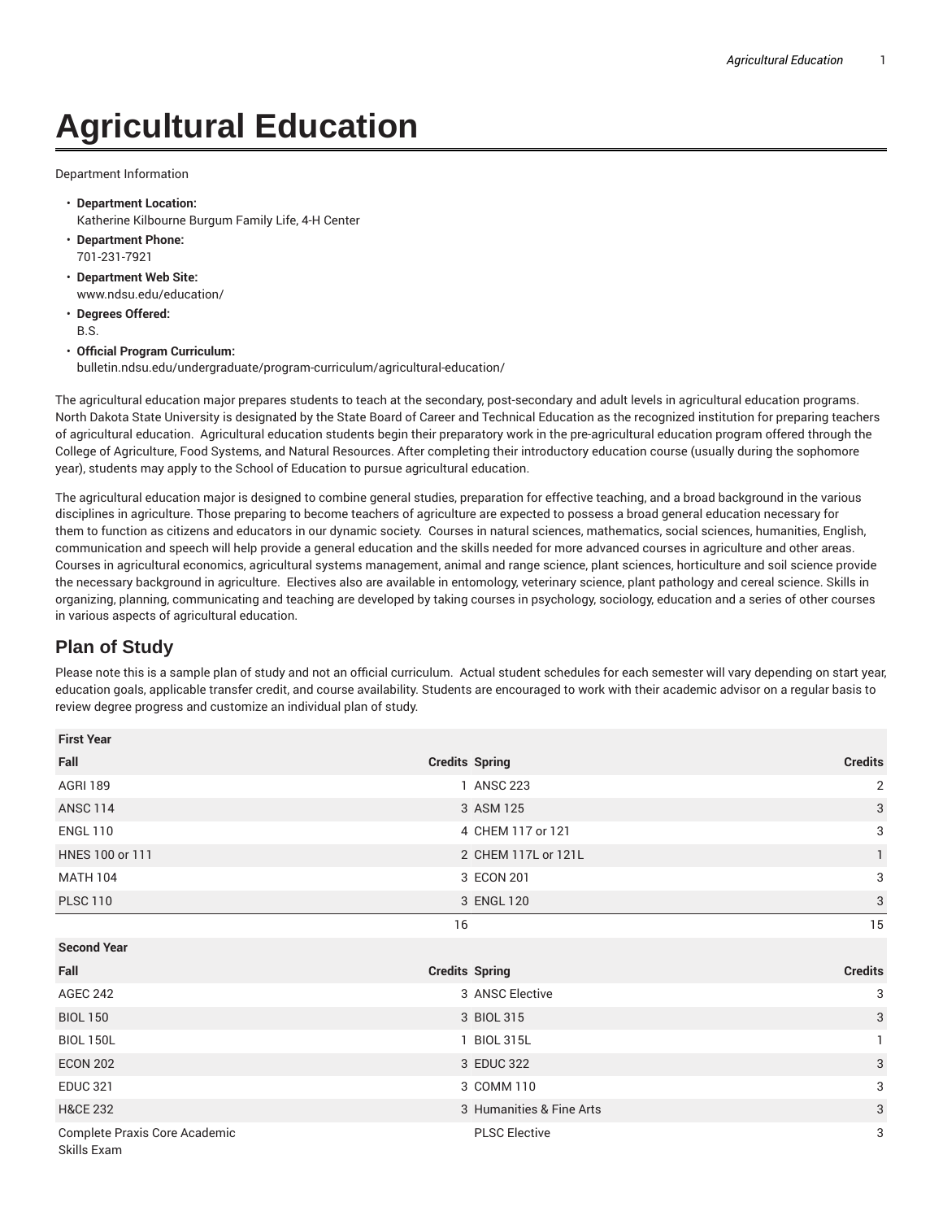# Agricultural Education

Department Information

- **Department Location:**
  Katherine Kilbourne Burgum Family Life, 4-H Center
- **Department Phone:**
  701-231-7921
- **Department Web Site:**
  www.ndsu.edu/education/
- **Degrees Offered:**
  B.S.
- **Official Program Curriculum:**
  bulletin.ndsu.edu/undergraduate/program-curriculum/agricultural-education/

The agricultural education major prepares students to teach at the secondary, post-secondary and adult levels in agricultural education programs. North Dakota State University is designated by the State Board of Career and Technical Education as the recognized institution for preparing teachers of agricultural education. Agricultural education students begin their preparatory work in the pre-agricultural education program offered through the College of Agriculture, Food Systems, and Natural Resources. After completing their introductory education course (usually during the sophomore year), students may apply to the School of Education to pursue agricultural education.

The agricultural education major is designed to combine general studies, preparation for effective teaching, and a broad background in the various disciplines in agriculture. Those preparing to become teachers of agriculture are expected to possess a broad general education necessary for them to function as citizens and educators in our dynamic society. Courses in natural sciences, mathematics, social sciences, humanities, English, communication and speech will help provide a general education and the skills needed for more advanced courses in agriculture and other areas. Courses in agricultural economics, agricultural systems management, animal and range science, plant sciences, horticulture and soil science provide the necessary background in agriculture. Electives also are available in entomology, veterinary science, plant pathology and cereal science. Skills in organizing, planning, communicating and teaching are developed by taking courses in psychology, sociology, education and a series of other courses in various aspects of agricultural education.

## Plan of Study

Please note this is a sample plan of study and not an official curriculum. Actual student schedules for each semester will vary depending on start year, education goals, applicable transfer credit, and course availability. Students are encouraged to work with their academic advisor on a regular basis to review degree progress and customize an individual plan of study.

| First Year | | | |
|---|---|---|---|
| **Fall** | **Credits** | **Spring** | **Credits** |
| AGRI 189 | 1 | ANSC 223 | 2 |
| ANSC 114 | 3 | ASM 125 | 3 |
| ENGL 110 | 4 | CHEM 117 or 121 | 3 |
| HNES 100 or 111 | 2 | CHEM 117L or 121L | 1 |
| MATH 104 | 3 | ECON 201 | 3 |
| PLSC 110 | 3 | ENGL 120 | 3 |
| | 16 | | 15 |
| **Second Year** | | | |
| **Fall** | **Credits** | **Spring** | **Credits** |
| AGEC 242 | 3 | ANSC Elective | 3 |
| BIOL 150 | 3 | BIOL 315 | 3 |
| BIOL 150L | 1 | BIOL 315L | 1 |
| ECON 202 | 3 | EDUC 322 | 3 |
| EDUC 321 | 3 | COMM 110 | 3 |
| H&CE 232 | 3 | Humanities & Fine Arts | 3 |
| Complete Praxis Core Academic Skills Exam | | PLSC Elective | 3 |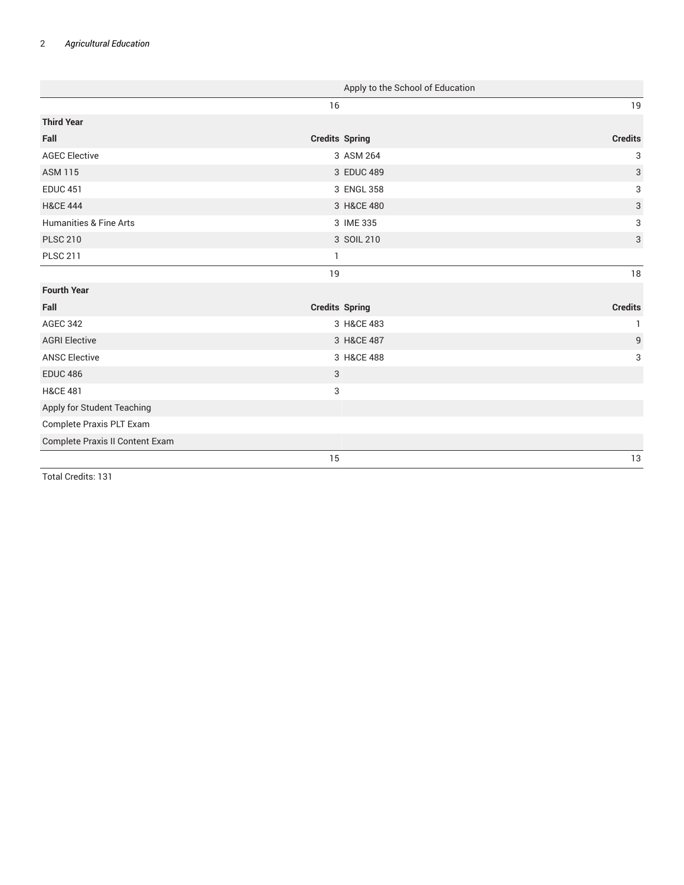| | | | |
|---|---|---|---|
| | | Apply to the School of Education | |
| | 16 | | 19 |
| **Third Year** | | | |
| **Fall** | **Credits** | **Spring** | **Credits** |
| AGEC Elective | 3 | ASM 264 | 3 |
| ASM 115 | 3 | EDUC 489 | 3 |
| EDUC 451 | 3 | ENGL 358 | 3 |
| H&CE 444 | 3 | H&CE 480 | 3 |
| Humanities & Fine Arts | 3 | IME 335 | 3 |
| PLSC 210 | 3 | SOIL 210 | 3 |
| PLSC 211 | 1 | | |
| | 19 | | 18 |
| **Fourth Year** | | | |
| **Fall** | **Credits** | **Spring** | **Credits** |
| AGEC 342 | 3 | H&CE 483 | 1 |
| AGRI Elective | 3 | H&CE 487 | 9 |
| ANSC Elective | 3 | H&CE 488 | 3 |
| EDUC 486 | 3 | | |
| H&CE 481 | 3 | | |
| Apply for Student Teaching | | | |
| Complete Praxis PLT Exam | | | |
| Complete Praxis II Content Exam | | | |
| | 15 | | 13 |

Total Credits: 131